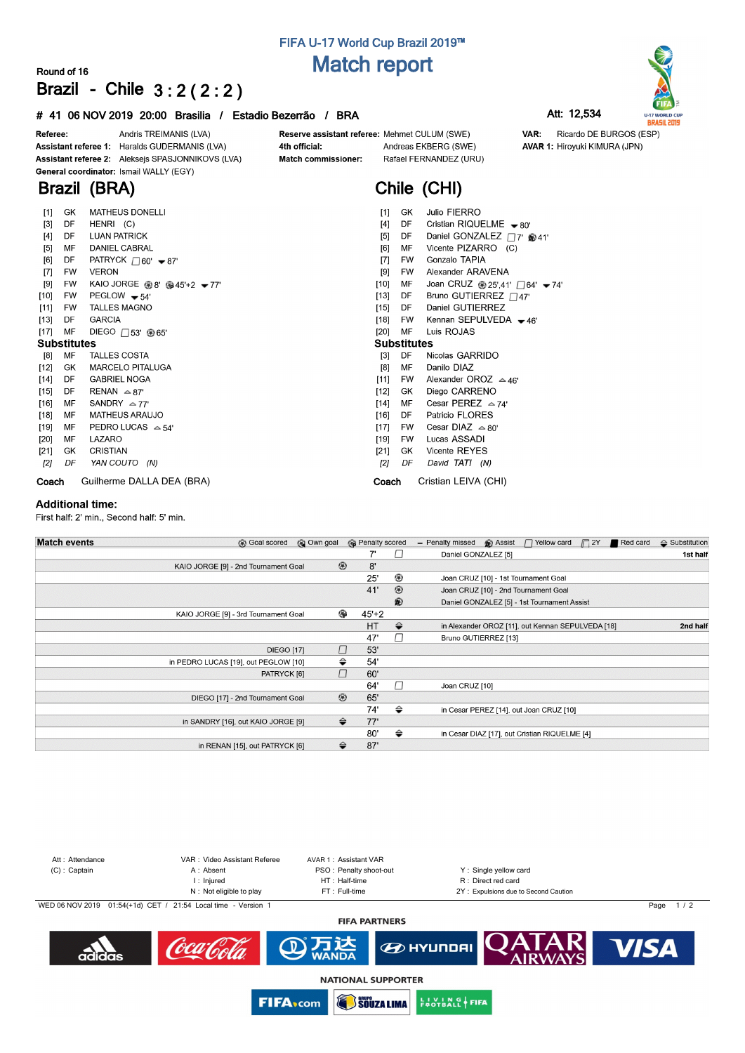# FIFA U-17 World Cup Brazil 2019™

## Match report

Round of 16

**Brazil - Chile 3 : 2 ( 2 : 2 )**

**# 41 06 NOV 2019 20:00 Brasilia / Estadio Bezerrão / BRA**

**Att: 12,534**

**Referee:** Andris TREIMANIS (LVA)
**Assistant referee 1:** Haralds GUDERMANIS (LVA)
**Assistant referee 2:** Aleksejs SPASJONNIKOVS (LVA)
**General coordinator:** Ismail WALLY (EGY)
**Reserve assistant referee:** Mehmet CULUM (SWE)
**4th official:** Andreas EKBERG (SWE)
**Match commissioner:** Rafael FERNANDEZ (URU)
**VAR:** Ricardo DE BURGOS (ESP)
**AVAR 1:** Hiroyuki KIMURA (JPN)

## Brazil (BRA)

| No. | Pos | Name | Events |
|---|---|---|---|
| [1] | GK | MATHEUS DONELLI | |
| [3] | DF | HENRI (C) | |
| [4] | DF | LUAN PATRICK | |
| [5] | MF | DANIEL CABRAL | |
| [6] | DF | PATRYCK | Yellow card 60', Substitution out 87' |
| [7] | FW | VERON | |
| [9] | FW | KAIO JORGE | Goal 8', Goal 45'+2, Substitution out 77' |
| [10] | FW | PEGLOW | Substitution out 54' |
| [11] | FW | TALLES MAGNO | |
| [13] | DF | GARCIA | |
| [17] | MF | DIEGO | Yellow card 53', Goal 65' |

**Substitutes**

| No. | Pos | Name | Events |
|---|---|---|---|
| [8] | MF | TALLES COSTA | |
| [12] | GK | MARCELO PITALUGA | |
| [14] | DF | GABRIEL NOGA | |
| [15] | DF | RENAN | Substitution in 87' |
| [16] | MF | SANDRY | Substitution in 77' |
| [18] | MF | MATHEUS ARAUJO | |
| [19] | MF | PEDRO LUCAS | Substitution in 54' |
| [20] | MF | LAZARO | |
| [21] | GK | CRISTIAN | |
| *[2]* | *DF* | *YAN COUTO (N)* | |

**Coach** Guilherme DALLA DEA (BRA)

## Chile (CHI)

| No. | Pos | Name | Events |
|---|---|---|---|
| [1] | GK | Julio FIERRO | |
| [4] | DF | Cristian RIQUELME | Substitution out 80' |
| [5] | DF | Daniel GONZALEZ | Yellow card 7', Assist 41' |
| [6] | MF | Vicente PIZARRO (C) | |
| [7] | FW | Gonzalo TAPIA | |
| [9] | FW | Alexander ARAVENA | |
| [10] | MF | Joan CRUZ | Goal 25', 41', Yellow card 64', Substitution out 74' |
| [13] | DF | Bruno GUTIERREZ | Yellow card 47' |
| [15] | DF | Daniel GUTIERREZ | |
| [18] | FW | Kennan SEPULVEDA | Substitution out 46' |
| [20] | MF | Luis ROJAS | |

**Substitutes**

| No. | Pos | Name | Events |
|---|---|---|---|
| [3] | DF | Nicolas GARRIDO | |
| [8] | MF | Danilo DIAZ | |
| [11] | FW | Alexander OROZ | Substitution in 46' |
| [12] | GK | Diego CARRENO | |
| [14] | MF | Cesar PEREZ | Substitution in 74' |
| [16] | DF | Patricio FLORES | |
| [17] | FW | Cesar DIAZ | Substitution in 80' |
| [19] | FW | Lucas ASSADI | |
| [21] | GK | Vicente REYES | |
| *[2]* | *DF* | *David TATI (N)* | |

**Coach** Cristian LEIVA (CHI)

### Additional time:

First half: 2' min., Second half: 5' min.

### Match events

| Brazil | Event | Minute | Event | Chile | |
|---|---|---|---|---|---|
| | | 7' | Yellow card | Daniel GONZALEZ [5] | 1st half |
| KAIO JORGE [9] - 2nd Tournament Goal | Goal scored | 8' | | | |
| | | 25' | Goal scored | Joan CRUZ [10] - 1st Tournament Goal | |
| | | 41' | Goal scored | Joan CRUZ [10] - 2nd Tournament Goal | |
| | | | Assist | Daniel GONZALEZ [5] - 1st Tournament Assist | |
| KAIO JORGE [9] - 3rd Tournament Goal | Goal scored | 45'+2 | | | |
| | | HT | Substitution | in Alexander OROZ [11], out Kennan SEPULVEDA [18] | 2nd half |
| | | 47' | Yellow card | Bruno GUTIERREZ [13] | |
| DIEGO [17] | Yellow card | 53' | | | |
| in PEDRO LUCAS [19], out PEGLOW [10] | Substitution | 54' | | | |
| PATRYCK [6] | Yellow card | 60' | | | |
| | | 64' | Yellow card | Joan CRUZ [10] | |
| DIEGO [17] - 2nd Tournament Goal | Goal scored | 65' | | | |
| | | 74' | Substitution | in Cesar PEREZ [14], out Joan CRUZ [10] | |
| in SANDRY [16], out KAIO JORGE [9] | Substitution | 77' | | | |
| | | 80' | Substitution | in Cesar DIAZ [17], out Cristian RIQUELME [4] | |
| in RENAN [15], out PATRYCK [6] | Substitution | 87' | | | |

Att : Attendance
(C) : Captain
VAR : Video Assistant Referee
A : Absent
I : Injured
N : Not eligible to play
AVAR 1 : Assistant VAR
PSO : Penalty shoot-out
HT : Half-time
FT : Full-time
Y : Single yellow card
R : Direct red card
2Y : Expulsions due to Second Caution

WED 06 NOV 2019 01:54(+1d) CET / 21:54 Local time - Version 1

FIFA PARTNERS

NATIONAL SUPPORTER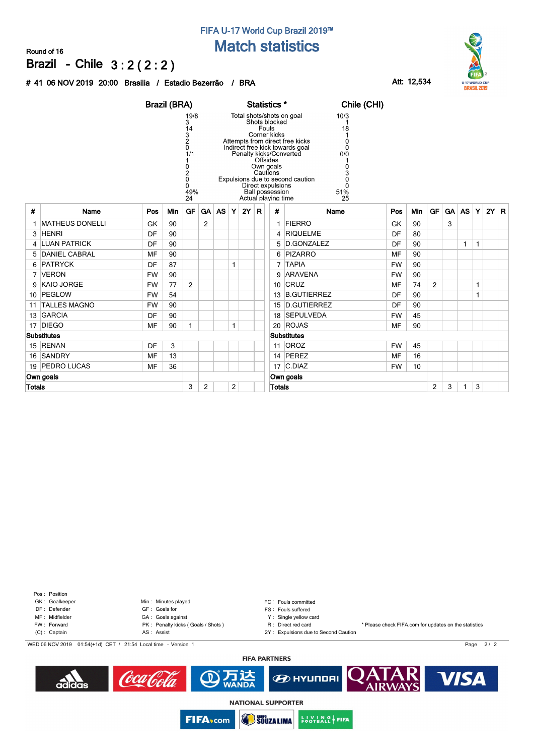FIFA U-17 World Cup Brazil 2019™

# Match statistics

Round of 16

## Brazil - Chile 3 : 2 ( 2 : 2 )

# 41 06 NOV 2019 20:00 Brasilia / Estadio Bezerrão / BRA

Att: 12,534

| Brazil (BRA) | Statistics * | Chile (CHI) |
|---|---|---|
| 19/8 | Total shots/shots on goal | 10/3 |
| 3 | Shots blocked | 1 |
| 14 | Fouls | 18 |
| 3 | Corner kicks | 1 |
| 2 | Attempts from direct free kicks | 0 |
| 0 | Indirect free kick towards goal | 0 |
| 1/1 | Penalty kicks/Converted | 0/0 |
| 1 | Offsides | 1 |
| 0 | Own goals | 0 |
| 2 | Cautions | 3 |
| 0 | Expulsions due to second caution | 0 |
| 0 | Direct expulsions | 0 |
| 49% | Ball possession | 51% |
| 24 | Actual playing time | 25 |

| # | Name | Pos | Min | GF | GA | AS | Y | 2Y | R |
|---|---|---|---|---|---|---|---|---|---|
| 1 | MATHEUS DONELLI | GK | 90 | | 2 | | | | |
| 3 | HENRI | DF | 90 | | | | | | |
| 4 | LUAN PATRICK | DF | 90 | | | | | | |
| 5 | DANIEL CABRAL | MF | 90 | | | | | | |
| 6 | PATRYCK | DF | 87 | | | | 1 | | |
| 7 | VERON | FW | 90 | | | | | | |
| 9 | KAIO JORGE | FW | 77 | 2 | | | | | |
| 10 | PEGLOW | FW | 54 | | | | | | |
| 11 | TALLES MAGNO | FW | 90 | | | | | | |
| 13 | GARCIA | DF | 90 | | | | | | |
| 17 | DIEGO | MF | 90 | 1 | | | 1 | | |
| **Substitutes** | | | | | | | | | |
| 15 | RENAN | DF | 3 | | | | | | |
| 16 | SANDRY | MF | 13 | | | | | | |
| 19 | PEDRO LUCAS | MF | 36 | | | | | | |
| **Own goals** | | | | | | | | | |
| **Totals** | | | | 3 | 2 | | 2 | | |

| # | Name | Pos | Min | GF | GA | AS | Y | 2Y | R |
|---|---|---|---|---|---|---|---|---|---|
| 1 | FIERRO | GK | 90 | | 3 | | | | |
| 4 | RIQUELME | DF | 80 | | | | | | |
| 5 | D.GONZALEZ | DF | 90 | | | 1 | 1 | | |
| 6 | PIZARRO | MF | 90 | | | | | | |
| 7 | TAPIA | FW | 90 | | | | | | |
| 9 | ARAVENA | FW | 90 | | | | | | |
| 10 | CRUZ | MF | 74 | 2 | | | 1 | | |
| 13 | B.GUTIERREZ | DF | 90 | | | | 1 | | |
| 15 | D.GUTIERREZ | DF | 90 | | | | | | |
| 18 | SEPULVEDA | FW | 45 | | | | | | |
| 20 | ROJAS | MF | 90 | | | | | | |
| **Substitutes** | | | | | | | | | |
| 11 | OROZ | FW | 45 | | | | | | |
| 14 | PEREZ | MF | 16 | | | | | | |
| 17 | C.DIAZ | FW | 10 | | | | | | |
| **Own goals** | | | | | | | | | |
| **Totals** | | | | 2 | 3 | 1 | 3 | | |

Pos : Position
GK : Goalkeeper
DF : Defender
MF : Midfielder
FW : Forward
(C) : Captain

Min : Minutes played
GF : Goals for
GA : Goals against
PK : Penalty kicks ( Goals / Shots )
AS : Assist

FC : Fouls committed
FS : Fouls suffered
Y : Single yellow card
R : Direct red card
2Y : Expulsions due to Second Caution

\* Please check FIFA.com for updates on the statistics

WED 06 NOV 2019 01:54(+1d) CET / 21:54 Local time - Version 1

FIFA PARTNERS

NATIONAL SUPPORTER